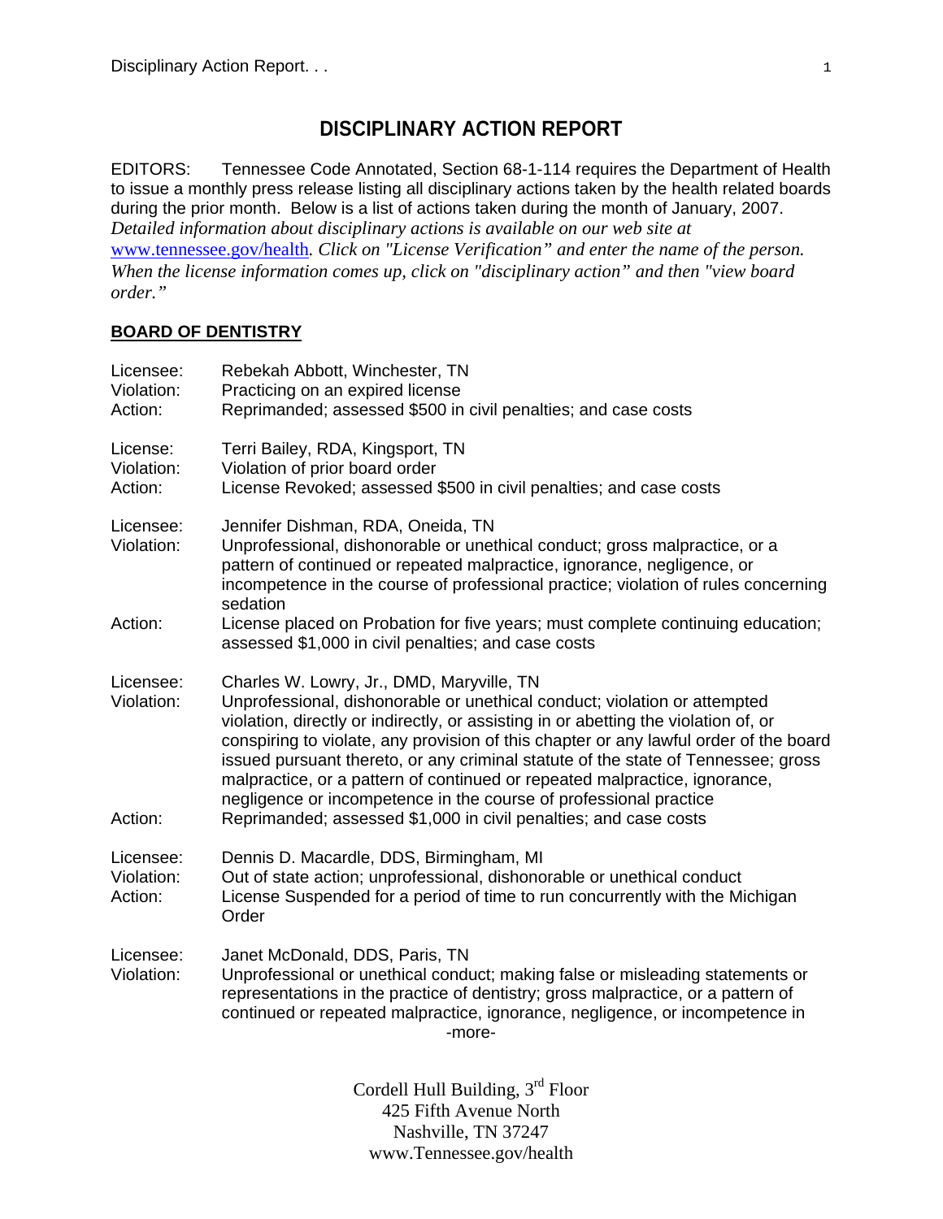# DISCIPLINARY ACTION REPORT

EDITORS: Tennessee Code Annotated, Section 68-1-114 requires the Department of Health to issue a monthly press release listing all disciplinary actions taken by the health related boards during the prior month. Below is a list of actions taken during the month of January, 2007. *Detailed information about disciplinary actions is available on our web site at* www.tennessee.gov/health*. Click on "License Verification" and enter the name of the person. When the license information comes up, click on "disciplinary action" and then "view board order."*

## BOARD OF DENTISTRY

Licensee: Rebekah Abbott, Winchester, TN
Violation: Practicing on an expired license
Action: Reprimanded; assessed $500 in civil penalties; and case costs

License: Terri Bailey, RDA, Kingsport, TN
Violation: Violation of prior board order
Action: License Revoked; assessed $500 in civil penalties; and case costs

Licensee: Jennifer Dishman, RDA, Oneida, TN
Violation: Unprofessional, dishonorable or unethical conduct; gross malpractice, or a pattern of continued or repeated malpractice, ignorance, negligence, or incompetence in the course of professional practice; violation of rules concerning sedation
Action: License placed on Probation for five years; must complete continuing education; assessed $1,000 in civil penalties; and case costs

Licensee: Charles W. Lowry, Jr., DMD, Maryville, TN
Violation: Unprofessional, dishonorable or unethical conduct; violation or attempted violation, directly or indirectly, or assisting in or abetting the violation of, or conspiring to violate, any provision of this chapter or any lawful order of the board issued pursuant thereto, or any criminal statute of the state of Tennessee; gross malpractice, or a pattern of continued or repeated malpractice, ignorance, negligence or incompetence in the course of professional practice
Action: Reprimanded; assessed $1,000 in civil penalties; and case costs

Licensee: Dennis D. Macardle, DDS, Birmingham, MI
Violation: Out of state action; unprofessional, dishonorable or unethical conduct
Action: License Suspended for a period of time to run concurrently with the Michigan Order

Licensee: Janet McDonald, DDS, Paris, TN
Violation: Unprofessional or unethical conduct; making false or misleading statements or representations in the practice of dentistry; gross malpractice, or a pattern of continued or repeated malpractice, ignorance, negligence, or incompetence in

-more-

Cordell Hull Building, 3rd Floor
425 Fifth Avenue North
Nashville, TN 37247
www.Tennessee.gov/health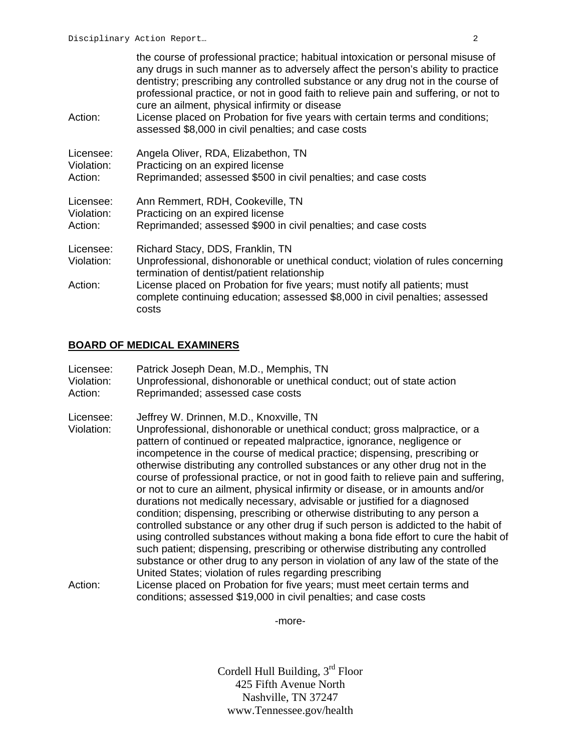the course of professional practice; habitual intoxication or personal misuse of any drugs in such manner as to adversely affect the person's ability to practice dentistry; prescribing any controlled substance or any drug not in the course of professional practice, or not in good faith to relieve pain and suffering, or not to cure an ailment, physical infirmity or disease

Action: License placed on Probation for five years with certain terms and conditions; assessed $8,000 in civil penalties; and case costs

Licensee: Angela Oliver, RDA, Elizabethon, TN
Violation: Practicing on an expired license
Action: Reprimanded; assessed $500 in civil penalties; and case costs

Licensee: Ann Remmert, RDH, Cookeville, TN
Violation: Practicing on an expired license
Action: Reprimanded; assessed $900 in civil penalties; and case costs

Licensee: Richard Stacy, DDS, Franklin, TN
Violation: Unprofessional, dishonorable or unethical conduct; violation of rules concerning termination of dentist/patient relationship
Action: License placed on Probation for five years; must notify all patients; must complete continuing education; assessed $8,000 in civil penalties; assessed costs

## BOARD OF MEDICAL EXAMINERS

Licensee: Patrick Joseph Dean, M.D., Memphis, TN
Violation: Unprofessional, dishonorable or unethical conduct; out of state action
Action: Reprimanded; assessed case costs

Licensee: Jeffrey W. Drinnen, M.D., Knoxville, TN
Violation: Unprofessional, dishonorable or unethical conduct; gross malpractice, or a pattern of continued or repeated malpractice, ignorance, negligence or incompetence in the course of medical practice; dispensing, prescribing or otherwise distributing any controlled substances or any other drug not in the course of professional practice, or not in good faith to relieve pain and suffering, or not to cure an ailment, physical infirmity or disease, or in amounts and/or durations not medically necessary, advisable or justified for a diagnosed condition; dispensing, prescribing or otherwise distributing to any person a controlled substance or any other drug if such person is addicted to the habit of using controlled substances without making a bona fide effort to cure the habit of such patient; dispensing, prescribing or otherwise distributing any controlled substance or other drug to any person in violation of any law of the state of the United States; violation of rules regarding prescribing
Action: License placed on Probation for five years; must meet certain terms and conditions; assessed $19,000 in civil penalties; and case costs

-more-

Cordell Hull Building, 3rd Floor
425 Fifth Avenue North
Nashville, TN 37247
www.Tennessee.gov/health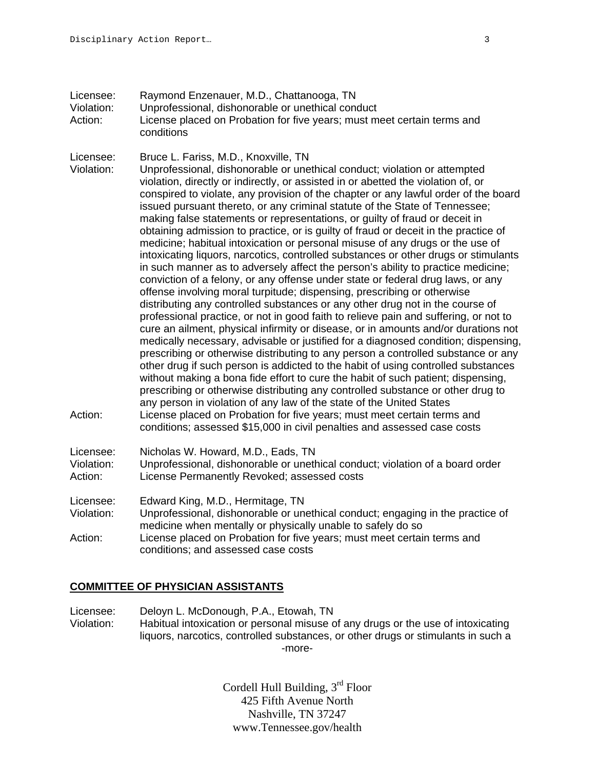Licensee: Raymond Enzenauer, M.D., Chattanooga, TN
Violation: Unprofessional, dishonorable or unethical conduct
Action: License placed on Probation for five years; must meet certain terms and conditions

Licensee: Bruce L. Fariss, M.D., Knoxville, TN
Violation: Unprofessional, dishonorable or unethical conduct; violation or attempted violation, directly or indirectly, or assisted in or abetted the violation of, or conspired to violate, any provision of the chapter or any lawful order of the board issued pursuant thereto, or any criminal statute of the State of Tennessee; making false statements or representations, or guilty of fraud or deceit in obtaining admission to practice, or is guilty of fraud or deceit in the practice of medicine; habitual intoxication or personal misuse of any drugs or the use of intoxicating liquors, narcotics, controlled substances or other drugs or stimulants in such manner as to adversely affect the person's ability to practice medicine; conviction of a felony, or any offense under state or federal drug laws, or any offense involving moral turpitude; dispensing, prescribing or otherwise distributing any controlled substances or any other drug not in the course of professional practice, or not in good faith to relieve pain and suffering, or not to cure an ailment, physical infirmity or disease, or in amounts and/or durations not medically necessary, advisable or justified for a diagnosed condition; dispensing, prescribing or otherwise distributing to any person a controlled substance or any other drug if such person is addicted to the habit of using controlled substances without making a bona fide effort to cure the habit of such patient; dispensing, prescribing or otherwise distributing any controlled substance or other drug to any person in violation of any law of the state of the United States
Action: License placed on Probation for five years; must meet certain terms and conditions; assessed $15,000 in civil penalties and assessed case costs

Licensee: Nicholas W. Howard, M.D., Eads, TN
Violation: Unprofessional, dishonorable or unethical conduct; violation of a board order
Action: License Permanently Revoked; assessed costs

Licensee: Edward King, M.D., Hermitage, TN
Violation: Unprofessional, dishonorable or unethical conduct; engaging in the practice of medicine when mentally or physically unable to safely do so
Action: License placed on Probation for five years; must meet certain terms and conditions; and assessed case costs

## COMMITTEE OF PHYSICIAN ASSISTANTS

Licensee: Deloyn L. McDonough, P.A., Etowah, TN
Violation: Habitual intoxication or personal misuse of any drugs or the use of intoxicating liquors, narcotics, controlled substances, or other drugs or stimulants in such a

-more-

Cordell Hull Building, 3rd Floor
425 Fifth Avenue North
Nashville, TN 37247
www.Tennessee.gov/health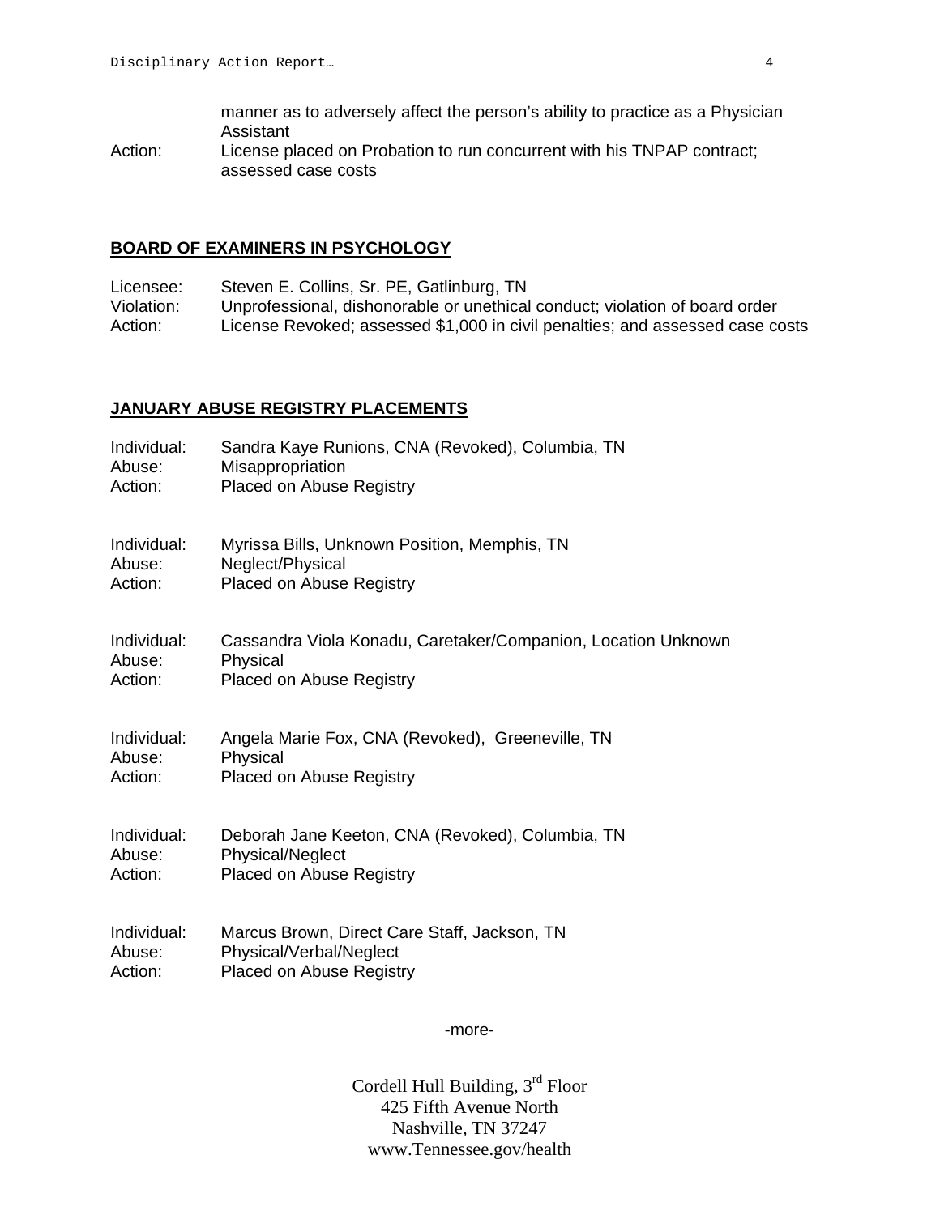manner as to adversely affect the person's ability to practice as a Physician Assistant
Action: License placed on Probation to run concurrent with his TNPAP contract; assessed case costs

**BOARD OF EXAMINERS IN PSYCHOLOGY**

Licensee: Steven E. Collins, Sr. PE, Gatlinburg, TN
Violation: Unprofessional, dishonorable or unethical conduct; violation of board order
Action: License Revoked; assessed $1,000 in civil penalties; and assessed case costs

**JANUARY ABUSE REGISTRY PLACEMENTS**

Individual: Sandra Kaye Runions, CNA (Revoked), Columbia, TN
Abuse: Misappropriation
Action: Placed on Abuse Registry

Individual: Myrissa Bills, Unknown Position, Memphis, TN
Abuse: Neglect/Physical
Action: Placed on Abuse Registry

Individual: Cassandra Viola Konadu, Caretaker/Companion, Location Unknown
Abuse: Physical
Action: Placed on Abuse Registry

Individual: Angela Marie Fox, CNA (Revoked), Greeneville, TN
Abuse: Physical
Action: Placed on Abuse Registry

Individual: Deborah Jane Keeton, CNA (Revoked), Columbia, TN
Abuse: Physical/Neglect
Action: Placed on Abuse Registry

Individual: Marcus Brown, Direct Care Staff, Jackson, TN
Abuse: Physical/Verbal/Neglect
Action: Placed on Abuse Registry

-more-

Cordell Hull Building, 3rd Floor
425 Fifth Avenue North
Nashville, TN 37247
www.Tennessee.gov/health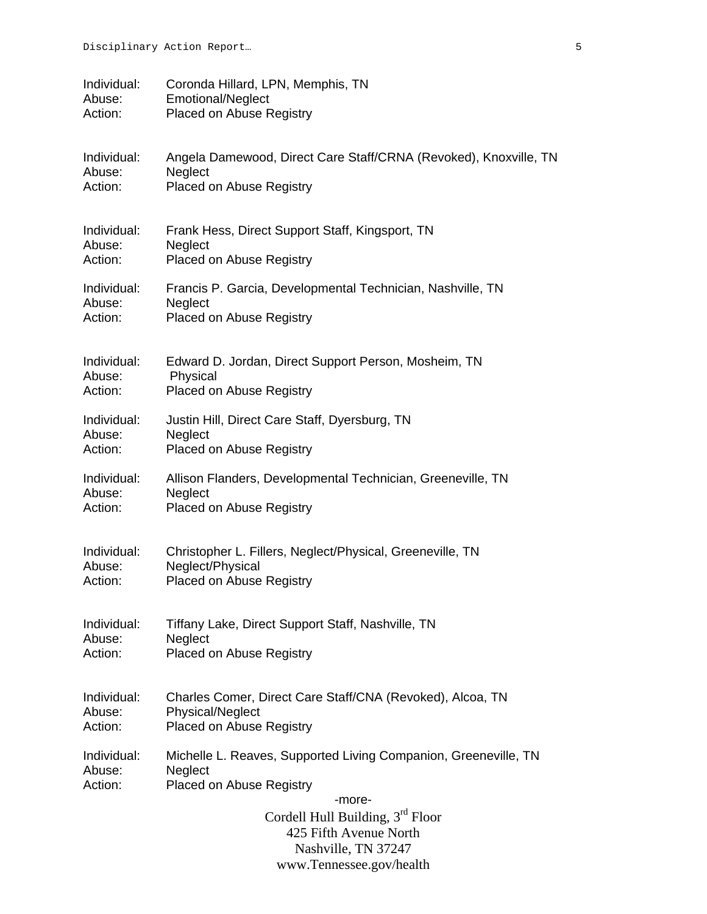Individual: Coronda Hillard, LPN, Memphis, TN
Abuse: Emotional/Neglect
Action: Placed on Abuse Registry

Individual: Angela Damewood, Direct Care Staff/CRNA (Revoked), Knoxville, TN
Abuse: Neglect
Action: Placed on Abuse Registry

Individual: Frank Hess, Direct Support Staff, Kingsport, TN
Abuse: Neglect
Action: Placed on Abuse Registry

Individual: Francis P. Garcia, Developmental Technician, Nashville, TN
Abuse: Neglect
Action: Placed on Abuse Registry

Individual: Edward D. Jordan, Direct Support Person, Mosheim, TN
Abuse: Physical
Action: Placed on Abuse Registry

Individual: Justin Hill, Direct Care Staff, Dyersburg, TN
Abuse: Neglect
Action: Placed on Abuse Registry

Individual: Allison Flanders, Developmental Technician, Greeneville, TN
Abuse: Neglect
Action: Placed on Abuse Registry

Individual: Christopher L. Fillers, Neglect/Physical, Greeneville, TN
Abuse: Neglect/Physical
Action: Placed on Abuse Registry

Individual: Tiffany Lake, Direct Support Staff, Nashville, TN
Abuse: Neglect
Action: Placed on Abuse Registry

Individual: Charles Comer, Direct Care Staff/CNA (Revoked), Alcoa, TN
Abuse: Physical/Neglect
Action: Placed on Abuse Registry

Individual: Michelle L. Reaves, Supported Living Companion, Greeneville, TN
Abuse: Neglect
Action: Placed on Abuse Registry

-more-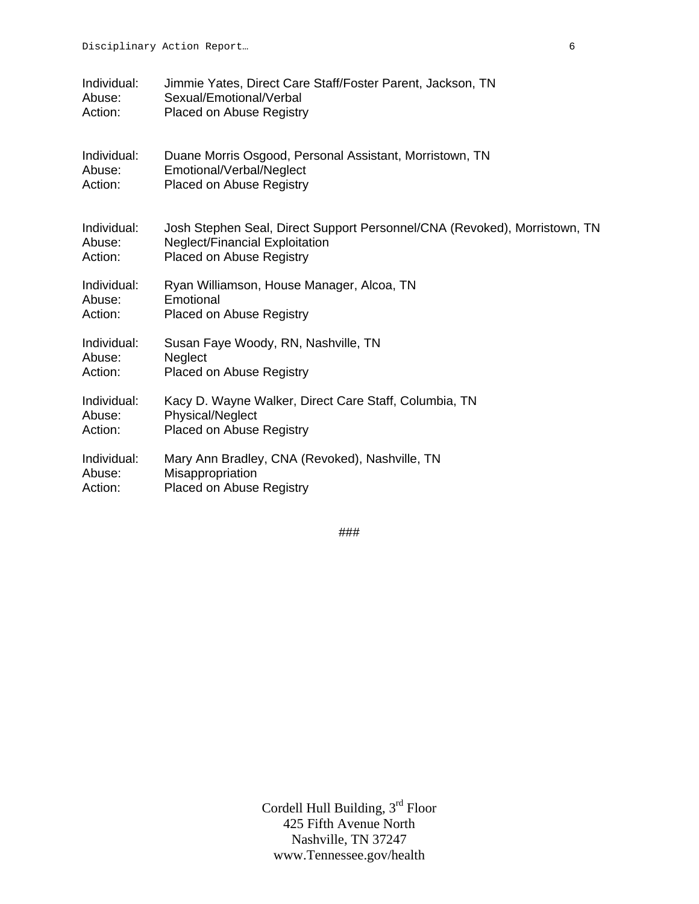Individual: Jimmie Yates, Direct Care Staff/Foster Parent, Jackson, TN
Abuse: Sexual/Emotional/Verbal
Action: Placed on Abuse Registry

Individual: Duane Morris Osgood, Personal Assistant, Morristown, TN
Abuse: Emotional/Verbal/Neglect
Action: Placed on Abuse Registry

Individual: Josh Stephen Seal, Direct Support Personnel/CNA (Revoked), Morristown, TN
Abuse: Neglect/Financial Exploitation
Action: Placed on Abuse Registry

Individual: Ryan Williamson, House Manager, Alcoa, TN
Abuse: Emotional
Action: Placed on Abuse Registry

Individual: Susan Faye Woody, RN, Nashville, TN
Abuse: Neglect
Action: Placed on Abuse Registry

Individual: Kacy D. Wayne Walker, Direct Care Staff, Columbia, TN
Abuse: Physical/Neglect
Action: Placed on Abuse Registry

Individual: Mary Ann Bradley, CNA (Revoked), Nashville, TN
Abuse: Misappropriation
Action: Placed on Abuse Registry

###

Cordell Hull Building, 3rd Floor
425 Fifth Avenue North
Nashville, TN 37247
www.Tennessee.gov/health